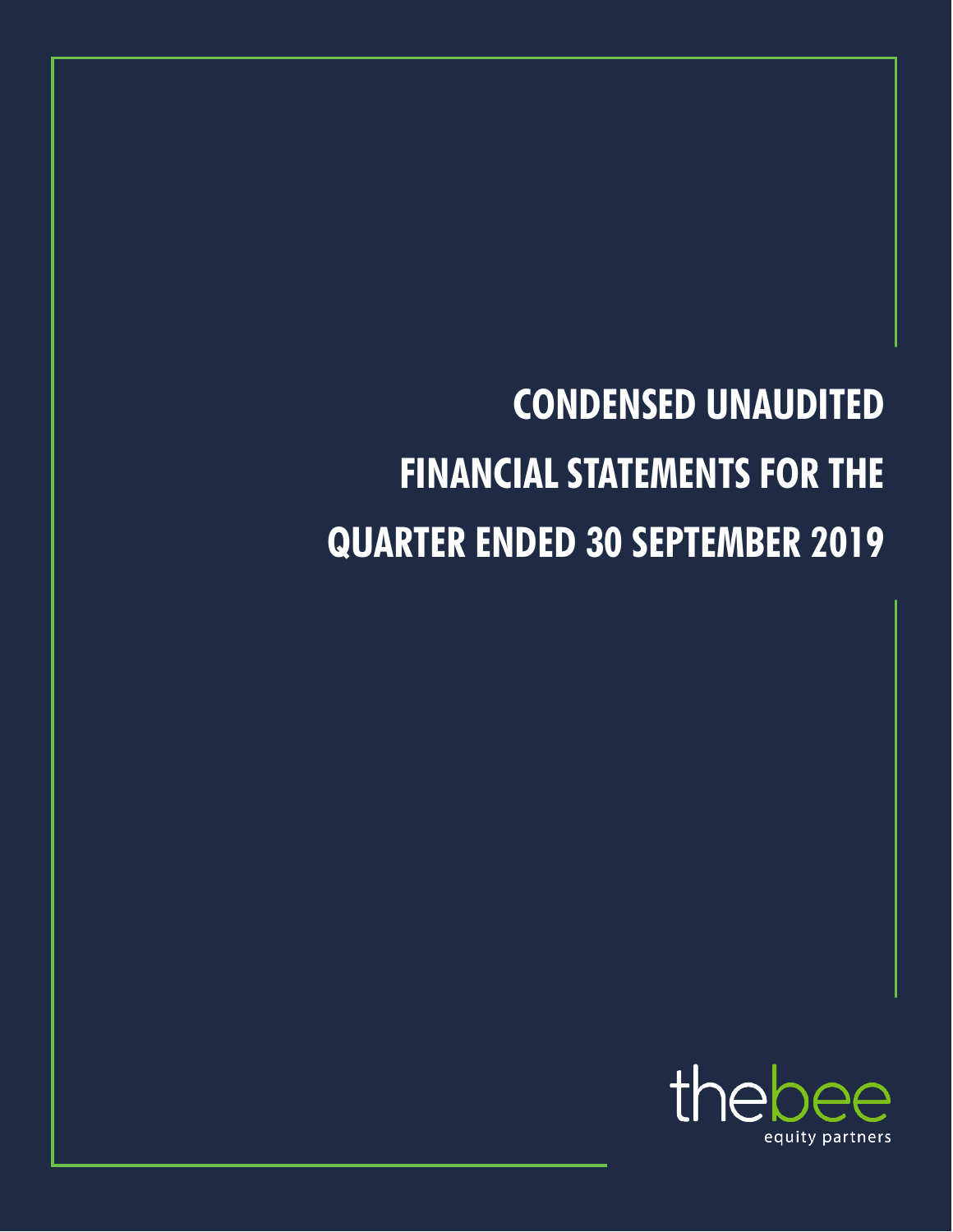# CONDENSED UNAUDITED FINANCIAL STATEMENTS FOR THE QUARTER ENDED 30 SEPTEMBER 2019

thebee

equity partners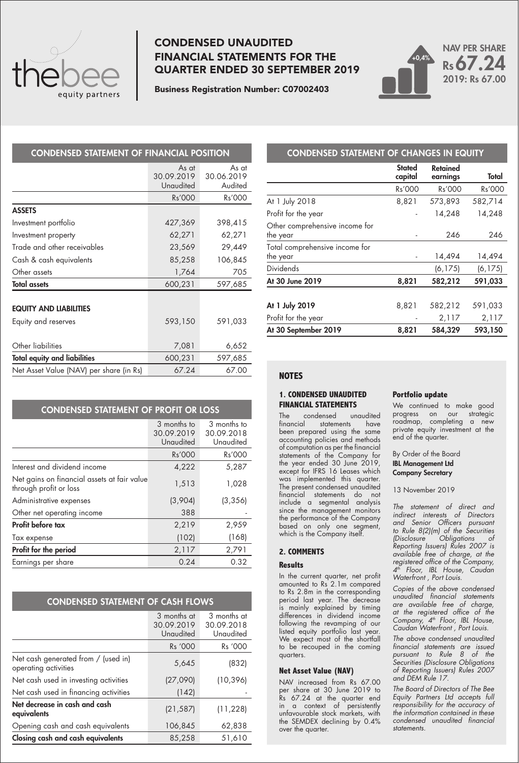thebee equity partners

# CONDENSED UNAUDITED FINANCIAL STATEMENTS FOR THE QUARTER ENDED 30 SEPTEMBER 2019

**Business Registration Number: C07002403**

+0,4%

**NAV PER SHARE**
**Rs 67.24**
**2019: Rs 67.00**

## CONDENSED STATEMENT OF FINANCIAL POSITION

| | As at 30.09.2019 Unaudited | As at 30.06.2019 Audited |
|---|---|---|
| | Rs'000 | Rs'000 |
| **ASSETS** | | |
| Investment portfolio | 427,369 | 398,415 |
| Investment property | 62,271 | 62,271 |
| Trade and other receivables | 23,569 | 29,449 |
| Cash & cash equivalents | 85,258 | 106,845 |
| Other assets | 1,764 | 705 |
| **Total assets** | 600,231 | 597,685 |
| **EQUITY AND LIABILITIES** | | |
| Equity and reserves | 593,150 | 591,033 |
| Other liabilities | 7,081 | 6,652 |
| **Total equity and liabilities** | 600,231 | 597,685 |
| Net Asset Value (NAV) per share (in Rs) | 67.24 | 67.00 |

## CONDENSED STATEMENT OF PROFIT OR LOSS

| | 3 months to 30.09.2019 Unaudited | 3 months to 30.09.2018 Unaudited |
|---|---|---|
| | Rs'000 | Rs'000 |
| Interest and dividend income | 4,222 | 5,287 |
| Net gains on financial assets at fair value through profit or loss | 1,513 | 1,028 |
| Administrative expenses | (3,904) | (3,356) |
| Other net operating income | 388 | - |
| **Profit before tax** | 2,219 | 2,959 |
| Tax expense | (102) | (168) |
| **Profit for the period** | 2,117 | 2,791 |
| Earnings per share | 0.24 | 0.32 |

## CONDENSED STATEMENT OF CASH FLOWS

| | 3 months at 30.09.2019 Unaudited | 3 months at 30.09.2018 Unaudited |
|---|---|---|
| | Rs '000 | Rs '000 |
| Net cash generated from / (used in) operating activities | 5,645 | (832) |
| Net cash used in investing activities | (27,090) | (10,396) |
| Net cash used in financing activities | (142) | - |
| **Net decrease in cash and cash equivalents** | (21,587) | (11,228) |
| Opening cash and cash equivalents | 106,845 | 62,838 |
| **Closing cash and cash equivalents** | 85,258 | 51,610 |

## CONDENSED STATEMENT OF CHANGES IN EQUITY

| | Stated capital | Retained earnings | Total |
|---|---|---|---|
| | Rs'000 | Rs'000 | Rs'000 |
| At 1 July 2018 | 8,821 | 573,893 | 582,714 |
| Profit for the year | - | 14,248 | 14,248 |
| Other comprehensive income for the year | - | 246 | 246 |
| Total comprehensive income for the year | - | 14,494 | 14,494 |
| Dividends | | (6,175) | (6,175) |
| **At 30 June 2019** | **8,821** | **582,212** | **591,033** |
| **At 1 July 2019** | 8,821 | 582,212 | 591,033 |
| Profit for the year | - | 2,117 | 2,117 |
| **At 30 September 2019** | **8,821** | **584,329** | **593,150** |

## NOTES

### 1. CONDENSED UNAUDITED FINANCIAL STATEMENTS

The condensed unaudited financial statements have been prepared using the same accounting policies and methods of computation as per the financial statements of the Company for the year ended 30 June 2019, except for IFRS 16 Leases which was implemented this quarter. The present condensed unaudited financial statements do not include a segmental analysis since the management monitors the performance of the Company based on only one segment, which is the Company itself.

### 2. COMMENTS

#### Results

In the current quarter, net profit amounted to Rs 2.1m compared to Rs 2.8m in the corresponding period last year. The decrease is mainly explained by timing differences in dividend income following the revamping of our listed equity portfolio last year. We expect most of the shortfall to be recouped in the coming quarters.

#### Net Asset Value (NAV)

NAV increased from Rs 67.00 per share at 30 June 2019 to Rs 67.24 at the quarter end in a context of persistently unfavourable stock markets, with the SEMDEX declining by 0.4% over the quarter.

#### Portfolio update

We continued to make good progress on our strategic roadmap, completing a new private equity investment at the end of the quarter.

By Order of the Board
**IBL Management Ltd**
**Company Secretary**

13 November 2019

*The statement of direct and indirect interests of Directors and Senior Officers pursuant to Rule 8(2)(m) of the Securities (Disclosure Obligations of Reporting Issuers) Rules 2007 is available free of charge, at the registered office of the Company, 4th Floor, IBL House, Caudan Waterfront, Port Louis.*

*Copies of the above condensed unaudited financial statements are available free of charge, at the registered office of the Company, 4th Floor, IBL House, Caudan Waterfront, Port Louis.*

*The above condensed unaudited financial statements are issued pursuant to Rule 8 of the Securities (Disclosure Obligations of Reporting Issuers) Rules 2007 and DEM Rule 17.*

*The Board of Directors of The Bee Equity Partners Ltd accepts full responsibility for the accuracy of the information contained in these condensed unaudited financial statements.*